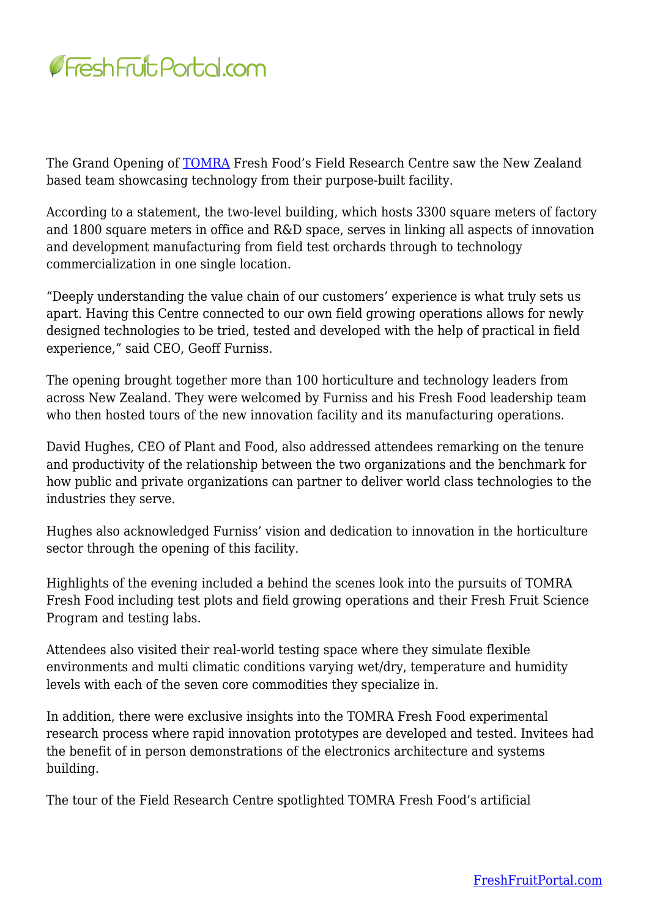The Grand Opening of TOMRA Fresh Food's Field Research Centre saw the New Zealand based team showcasing technology from their purpose-built facility.

According to a statement, the two-level building, which hosts 3300 square meters of factory and 1800 square meters in office and R&D space, serves in linking all aspects of innovation and development manufacturing from field test orchards through to technology commercialization in one single location.

"Deeply understanding the value chain of our customers' experience is what truly sets us apart. Having this Centre connected to our own field growing operations allows for newly designed technologies to be tried, tested and developed with the help of practical in field experience," said CEO, Geoff Furniss.

The opening brought together more than 100 horticulture and technology leaders from across New Zealand. They were welcomed by Furniss and his Fresh Food leadership team who then hosted tours of the new innovation facility and its manufacturing operations.

David Hughes, CEO of Plant and Food, also addressed attendees remarking on the tenure and productivity of the relationship between the two organizations and the benchmark for how public and private organizations can partner to deliver world class technologies to the industries they serve.

Hughes also acknowledged Furniss' vision and dedication to innovation in the horticulture sector through the opening of this facility.

Highlights of the evening included a behind the scenes look into the pursuits of TOMRA Fresh Food including test plots and field growing operations and their Fresh Fruit Science Program and testing labs.

Attendees also visited their real-world testing space where they simulate flexible environments and multi climatic conditions varying wet/dry, temperature and humidity levels with each of the seven core commodities they specialize in.

In addition, there were exclusive insights into the TOMRA Fresh Food experimental research process where rapid innovation prototypes are developed and tested. Invitees had the benefit of in person demonstrations of the electronics architecture and systems building.

The tour of the Field Research Centre spotlighted TOMRA Fresh Food's artificial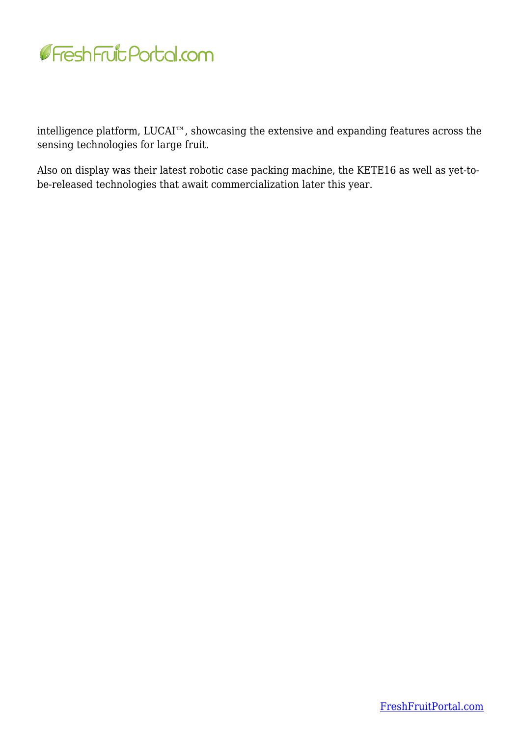intelligence platform, LUCAI™, showcasing the extensive and expanding features across the sensing technologies for large fruit.

Also on display was their latest robotic case packing machine, the KETE16 as well as yet-to-be-released technologies that await commercialization later this year.